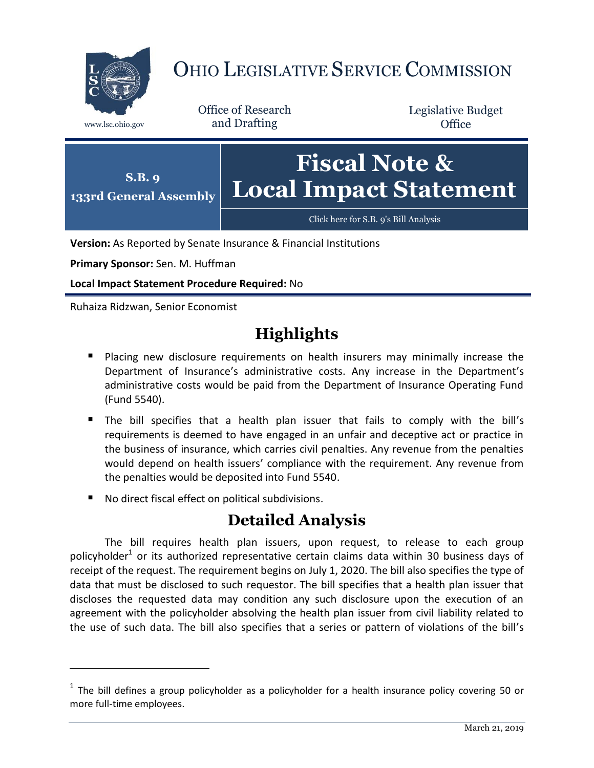# OHIO LEGISLATIVE SERVICE COMMISSION

www.lsc.ohio.gov

Office of Research and Drafting

Legislative Budget Office

**S.B. 9**
**133rd General Assembly**

# Fiscal Note & Local Impact Statement

Click here for S.B. 9's Bill Analysis

**Version:** As Reported by Senate Insurance & Financial Institutions

**Primary Sponsor:** Sen. M. Huffman

**Local Impact Statement Procedure Required:** No

Ruhaiza Ridzwan, Senior Economist

## Highlights

- Placing new disclosure requirements on health insurers may minimally increase the Department of Insurance's administrative costs. Any increase in the Department's administrative costs would be paid from the Department of Insurance Operating Fund (Fund 5540).
- The bill specifies that a health plan issuer that fails to comply with the bill's requirements is deemed to have engaged in an unfair and deceptive act or practice in the business of insurance, which carries civil penalties. Any revenue from the penalties would depend on health issuers' compliance with the requirement. Any revenue from the penalties would be deposited into Fund 5540.
- No direct fiscal effect on political subdivisions.

## Detailed Analysis

The bill requires health plan issuers, upon request, to release to each group policyholder[1] or its authorized representative certain claims data within 30 business days of receipt of the request. The requirement begins on July 1, 2020. The bill also specifies the type of data that must be disclosed to such requestor. The bill specifies that a health plan issuer that discloses the requested data may condition any such disclosure upon the execution of an agreement with the policyholder absolving the health plan issuer from civil liability related to the use of such data. The bill also specifies that a series or pattern of violations of the bill's

---

[1] The bill defines a group policyholder as a policyholder for a health insurance policy covering 50 or more full-time employees.

March 21, 2019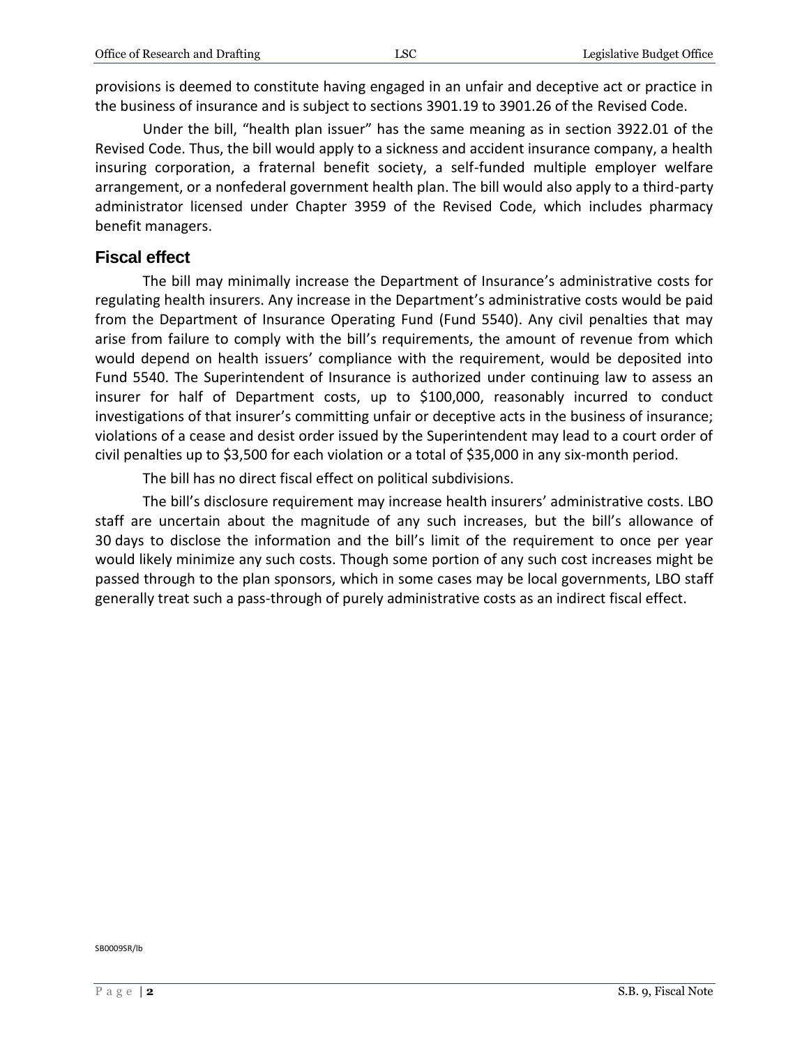provisions is deemed to constitute having engaged in an unfair and deceptive act or practice in the business of insurance and is subject to sections 3901.19 to 3901.26 of the Revised Code.

Under the bill, "health plan issuer" has the same meaning as in section 3922.01 of the Revised Code. Thus, the bill would apply to a sickness and accident insurance company, a health insuring corporation, a fraternal benefit society, a self-funded multiple employer welfare arrangement, or a nonfederal government health plan. The bill would also apply to a third-party administrator licensed under Chapter 3959 of the Revised Code, which includes pharmacy benefit managers.

## Fiscal effect

The bill may minimally increase the Department of Insurance's administrative costs for regulating health insurers. Any increase in the Department's administrative costs would be paid from the Department of Insurance Operating Fund (Fund 5540). Any civil penalties that may arise from failure to comply with the bill's requirements, the amount of revenue from which would depend on health issuers' compliance with the requirement, would be deposited into Fund 5540. The Superintendent of Insurance is authorized under continuing law to assess an insurer for half of Department costs, up to $100,000, reasonably incurred to conduct investigations of that insurer's committing unfair or deceptive acts in the business of insurance; violations of a cease and desist order issued by the Superintendent may lead to a court order of civil penalties up to $3,500 for each violation or a total of $35,000 in any six-month period.

The bill has no direct fiscal effect on political subdivisions.

The bill's disclosure requirement may increase health insurers' administrative costs. LBO staff are uncertain about the magnitude of any such increases, but the bill's allowance of 30 days to disclose the information and the bill's limit of the requirement to once per year would likely minimize any such costs. Though some portion of any such cost increases might be passed through to the plan sponsors, which in some cases may be local governments, LBO staff generally treat such a pass-through of purely administrative costs as an indirect fiscal effect.

SB0009SR/lb